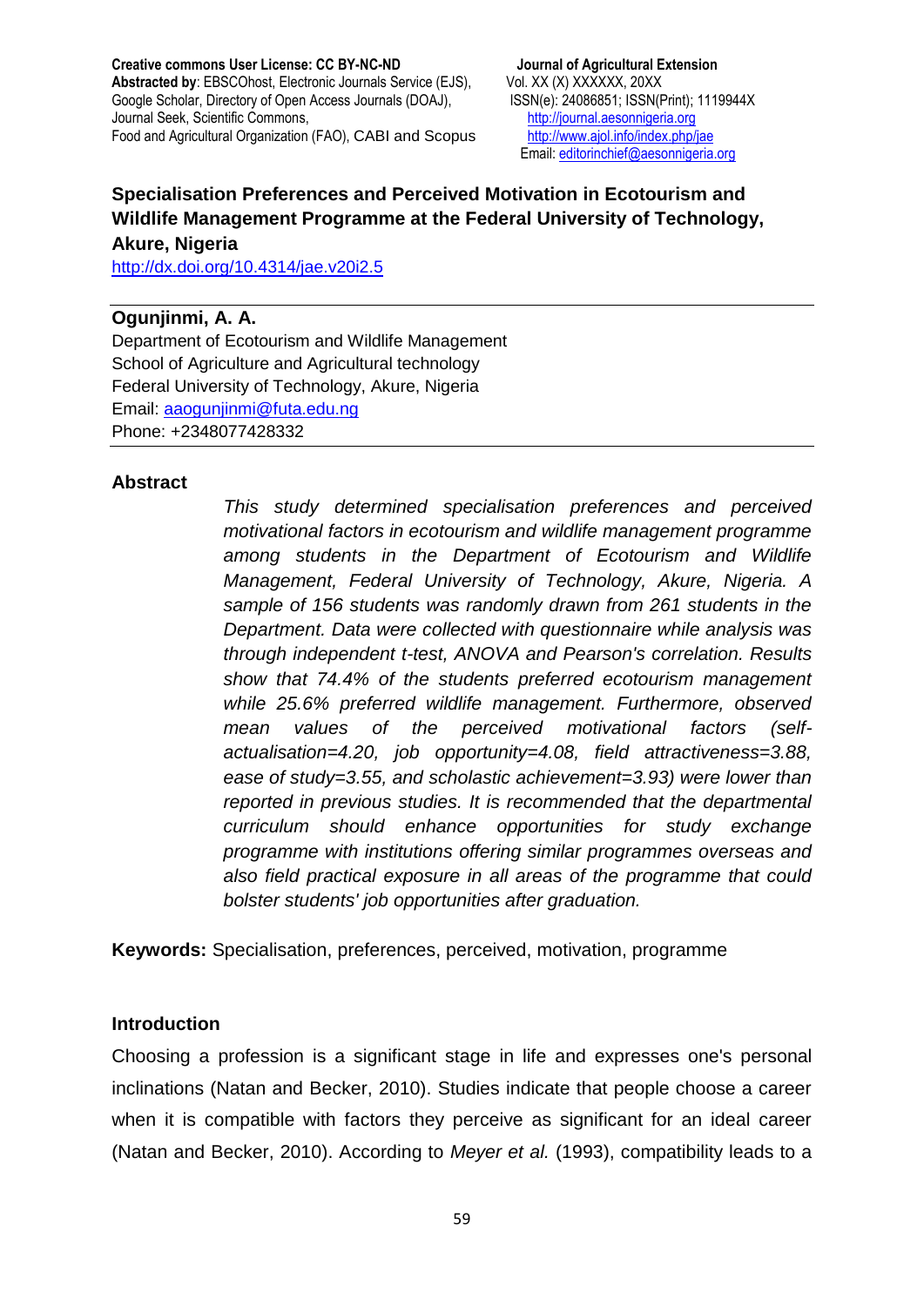**Creative commons User License: CC BY-NC-ND**
**Abstracted by**: EBSCOhost, Electronic Journals Service (EJS), Google Scholar, Directory of Open Access Journals (DOAJ), Journal Seek, Scientific Commons, Food and Agricultural Organization (FAO), CABI and Scopus

**Journal of Agricultural Extension**
Vol. XX (X) XXXXXX, 20XX
ISSN(e): 24086851; ISSN(Print); 1119944X
http://journal.aesonnigeria.org
http://www.ajol.info/index.php/jae
Email: editorinchief@aesonnigeria.org

# Specialisation Preferences and Perceived Motivation in Ecotourism and Wildlife Management Programme at the Federal University of Technology, Akure, Nigeria

http://dx.doi.org/10.4314/jae.v20i2.5

**Ogunjinmi, A. A.**
Department of Ecotourism and Wildlife Management
School of Agriculture and Agricultural technology
Federal University of Technology, Akure, Nigeria
Email: aaogunjinmi@futa.edu.ng
Phone: +2348077428332

## Abstract

*This study determined specialisation preferences and perceived motivational factors in ecotourism and wildlife management programme among students in the Department of Ecotourism and Wildlife Management, Federal University of Technology, Akure, Nigeria. A sample of 156 students was randomly drawn from 261 students in the Department. Data were collected with questionnaire while analysis was through independent t-test, ANOVA and Pearson's correlation. Results show that 74.4% of the students preferred ecotourism management while 25.6% preferred wildlife management. Furthermore, observed mean values of the perceived motivational factors (self-actualisation=4.20, job opportunity=4.08, field attractiveness=3.88, ease of study=3.55, and scholastic achievement=3.93) were lower than reported in previous studies. It is recommended that the departmental curriculum should enhance opportunities for study exchange programme with institutions offering similar programmes overseas and also field practical exposure in all areas of the programme that could bolster students' job opportunities after graduation.*

**Keywords:** Specialisation, preferences, perceived, motivation, programme

## Introduction

Choosing a profession is a significant stage in life and expresses one's personal inclinations (Natan and Becker, 2010). Studies indicate that people choose a career when it is compatible with factors they perceive as significant for an ideal career (Natan and Becker, 2010). According to *Meyer et al.* (1993), compatibility leads to a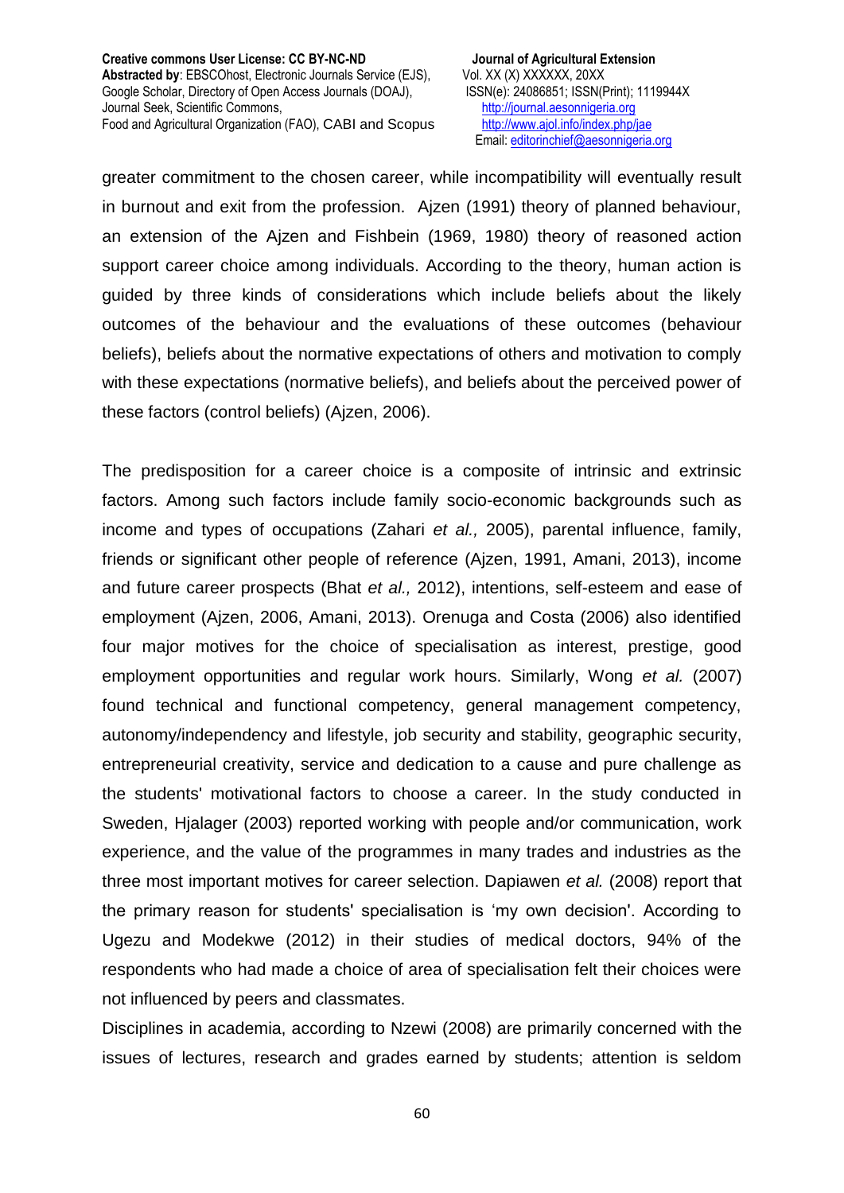greater commitment to the chosen career, while incompatibility will eventually result in burnout and exit from the profession. Ajzen (1991) theory of planned behaviour, an extension of the Ajzen and Fishbein (1969, 1980) theory of reasoned action support career choice among individuals. According to the theory, human action is guided by three kinds of considerations which include beliefs about the likely outcomes of the behaviour and the evaluations of these outcomes (behaviour beliefs), beliefs about the normative expectations of others and motivation to comply with these expectations (normative beliefs), and beliefs about the perceived power of these factors (control beliefs) (Ajzen, 2006).

The predisposition for a career choice is a composite of intrinsic and extrinsic factors. Among such factors include family socio-economic backgrounds such as income and types of occupations (Zahari *et al.,* 2005), parental influence, family, friends or significant other people of reference (Ajzen, 1991, Amani, 2013), income and future career prospects (Bhat *et al.,* 2012), intentions, self-esteem and ease of employment (Ajzen, 2006, Amani, 2013). Orenuga and Costa (2006) also identified four major motives for the choice of specialisation as interest, prestige, good employment opportunities and regular work hours. Similarly, Wong *et al.* (2007) found technical and functional competency, general management competency, autonomy/independency and lifestyle, job security and stability, geographic security, entrepreneurial creativity, service and dedication to a cause and pure challenge as the students' motivational factors to choose a career. In the study conducted in Sweden, Hjalager (2003) reported working with people and/or communication, work experience, and the value of the programmes in many trades and industries as the three most important motives for career selection. Dapiawen *et al.* (2008) report that the primary reason for students' specialisation is 'my own decision'. According to Ugezu and Modekwe (2012) in their studies of medical doctors, 94% of the respondents who had made a choice of area of specialisation felt their choices were not influenced by peers and classmates.

Disciplines in academia, according to Nzewi (2008) are primarily concerned with the issues of lectures, research and grades earned by students; attention is seldom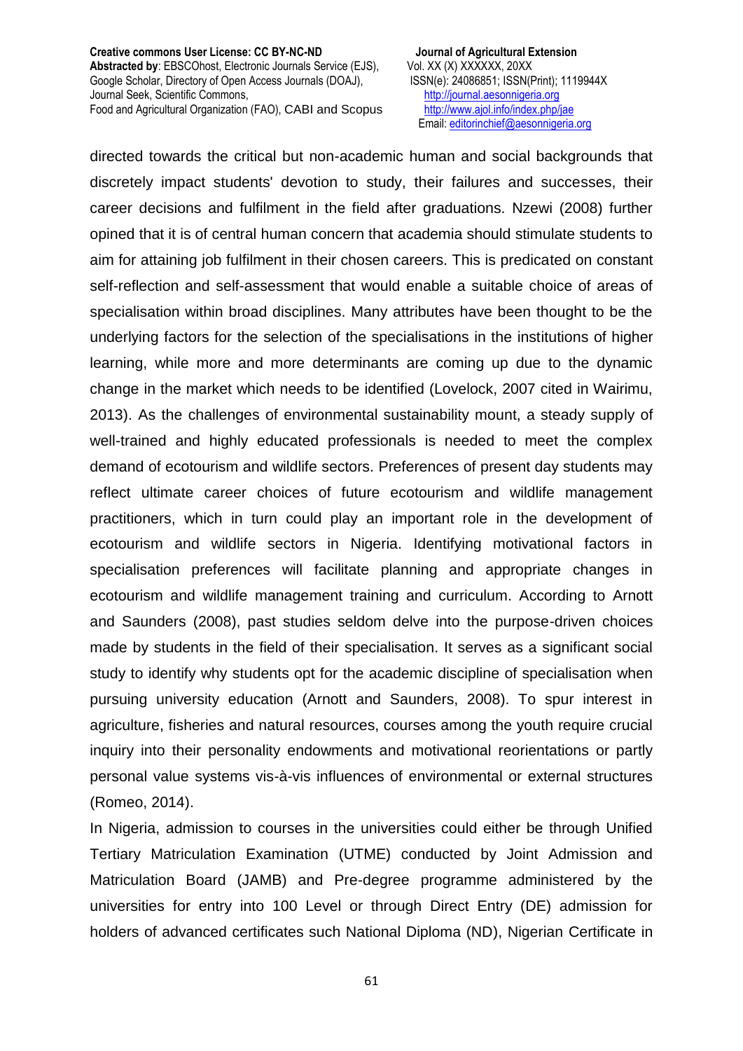directed towards the critical but non-academic human and social backgrounds that discretely impact students' devotion to study, their failures and successes, their career decisions and fulfilment in the field after graduations. Nzewi (2008) further opined that it is of central human concern that academia should stimulate students to aim for attaining job fulfilment in their chosen careers. This is predicated on constant self-reflection and self-assessment that would enable a suitable choice of areas of specialisation within broad disciplines. Many attributes have been thought to be the underlying factors for the selection of the specialisations in the institutions of higher learning, while more and more determinants are coming up due to the dynamic change in the market which needs to be identified (Lovelock, 2007 cited in Wairimu, 2013). As the challenges of environmental sustainability mount, a steady supply of well-trained and highly educated professionals is needed to meet the complex demand of ecotourism and wildlife sectors. Preferences of present day students may reflect ultimate career choices of future ecotourism and wildlife management practitioners, which in turn could play an important role in the development of ecotourism and wildlife sectors in Nigeria. Identifying motivational factors in specialisation preferences will facilitate planning and appropriate changes in ecotourism and wildlife management training and curriculum. According to Arnott and Saunders (2008), past studies seldom delve into the purpose-driven choices made by students in the field of their specialisation. It serves as a significant social study to identify why students opt for the academic discipline of specialisation when pursuing university education (Arnott and Saunders, 2008). To spur interest in agriculture, fisheries and natural resources, courses among the youth require crucial inquiry into their personality endowments and motivational reorientations or partly personal value systems vis-à-vis influences of environmental or external structures (Romeo, 2014).

In Nigeria, admission to courses in the universities could either be through Unified Tertiary Matriculation Examination (UTME) conducted by Joint Admission and Matriculation Board (JAMB) and Pre-degree programme administered by the universities for entry into 100 Level or through Direct Entry (DE) admission for holders of advanced certificates such National Diploma (ND), Nigerian Certificate in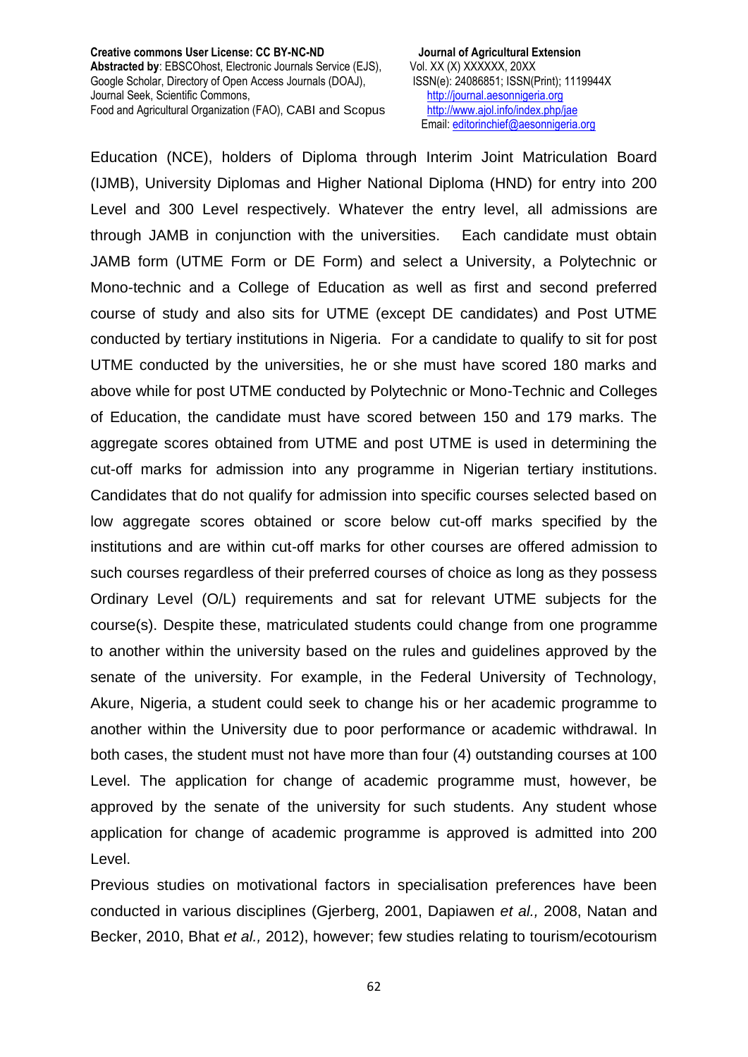Education (NCE), holders of Diploma through Interim Joint Matriculation Board (IJMB), University Diplomas and Higher National Diploma (HND) for entry into 200 Level and 300 Level respectively. Whatever the entry level, all admissions are through JAMB in conjunction with the universities. Each candidate must obtain JAMB form (UTME Form or DE Form) and select a University, a Polytechnic or Mono-technic and a College of Education as well as first and second preferred course of study and also sits for UTME (except DE candidates) and Post UTME conducted by tertiary institutions in Nigeria. For a candidate to qualify to sit for post UTME conducted by the universities, he or she must have scored 180 marks and above while for post UTME conducted by Polytechnic or Mono-Technic and Colleges of Education, the candidate must have scored between 150 and 179 marks. The aggregate scores obtained from UTME and post UTME is used in determining the cut-off marks for admission into any programme in Nigerian tertiary institutions. Candidates that do not qualify for admission into specific courses selected based on low aggregate scores obtained or score below cut-off marks specified by the institutions and are within cut-off marks for other courses are offered admission to such courses regardless of their preferred courses of choice as long as they possess Ordinary Level (O/L) requirements and sat for relevant UTME subjects for the course(s). Despite these, matriculated students could change from one programme to another within the university based on the rules and guidelines approved by the senate of the university. For example, in the Federal University of Technology, Akure, Nigeria, a student could seek to change his or her academic programme to another within the University due to poor performance or academic withdrawal. In both cases, the student must not have more than four (4) outstanding courses at 100 Level. The application for change of academic programme must, however, be approved by the senate of the university for such students. Any student whose application for change of academic programme is approved is admitted into 200 Level.

Previous studies on motivational factors in specialisation preferences have been conducted in various disciplines (Gjerberg, 2001, Dapiawen *et al.,* 2008, Natan and Becker, 2010, Bhat *et al.,* 2012), however; few studies relating to tourism/ecotourism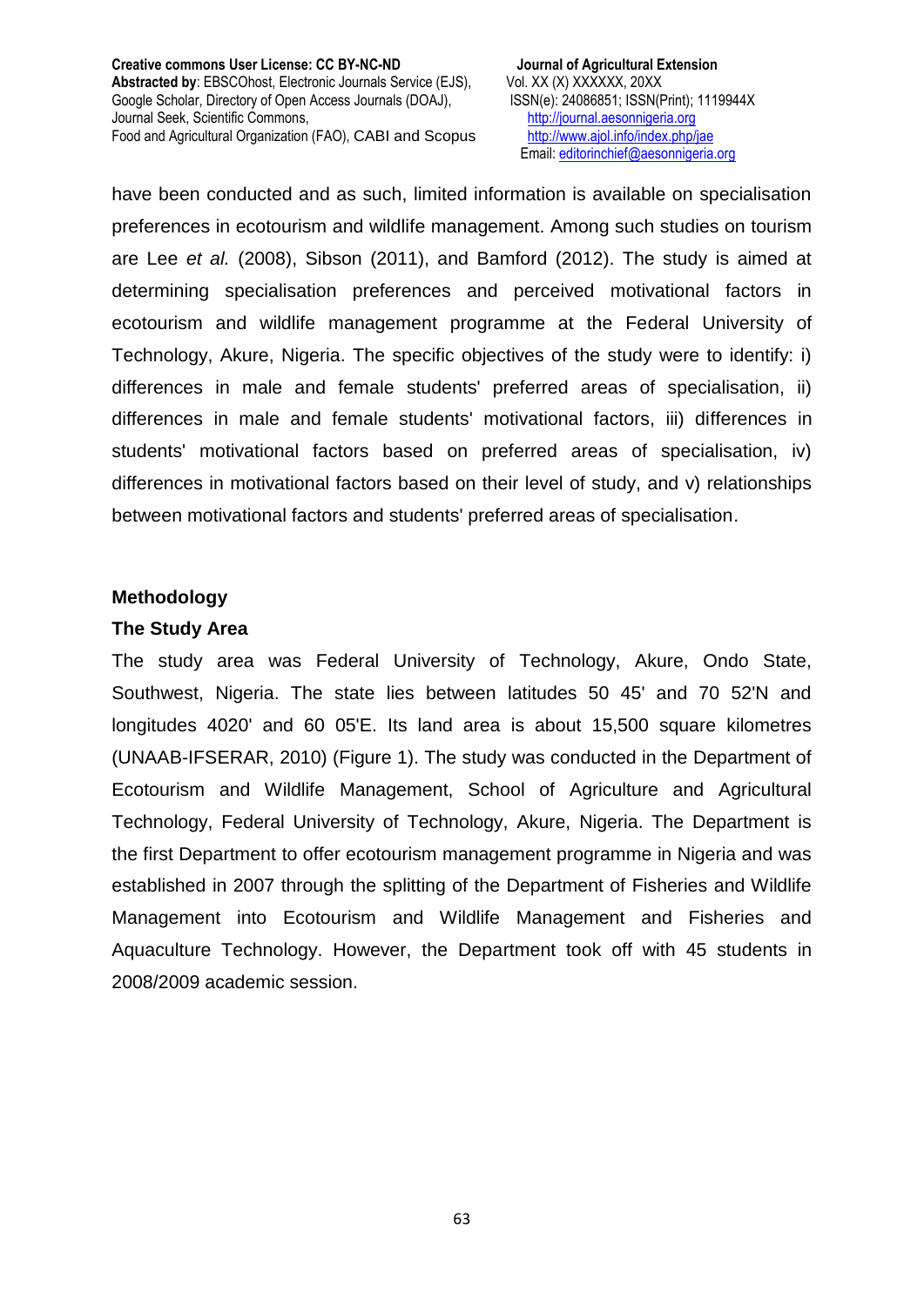have been conducted and as such, limited information is available on specialisation preferences in ecotourism and wildlife management. Among such studies on tourism are Lee *et al.* (2008), Sibson (2011), and Bamford (2012). The study is aimed at determining specialisation preferences and perceived motivational factors in ecotourism and wildlife management programme at the Federal University of Technology, Akure, Nigeria. The specific objectives of the study were to identify: i) differences in male and female students' preferred areas of specialisation, ii) differences in male and female students' motivational factors, iii) differences in students' motivational factors based on preferred areas of specialisation, iv) differences in motivational factors based on their level of study, and v) relationships between motivational factors and students' preferred areas of specialisation.

## Methodology

### The Study Area

The study area was Federal University of Technology, Akure, Ondo State, Southwest, Nigeria. The state lies between latitudes 50 45' and 70 52'N and longitudes 4020' and 60 05'E. Its land area is about 15,500 square kilometres (UNAAB-IFSERAR, 2010) (Figure 1). The study was conducted in the Department of Ecotourism and Wildlife Management, School of Agriculture and Agricultural Technology, Federal University of Technology, Akure, Nigeria. The Department is the first Department to offer ecotourism management programme in Nigeria and was established in 2007 through the splitting of the Department of Fisheries and Wildlife Management into Ecotourism and Wildlife Management and Fisheries and Aquaculture Technology. However, the Department took off with 45 students in 2008/2009 academic session.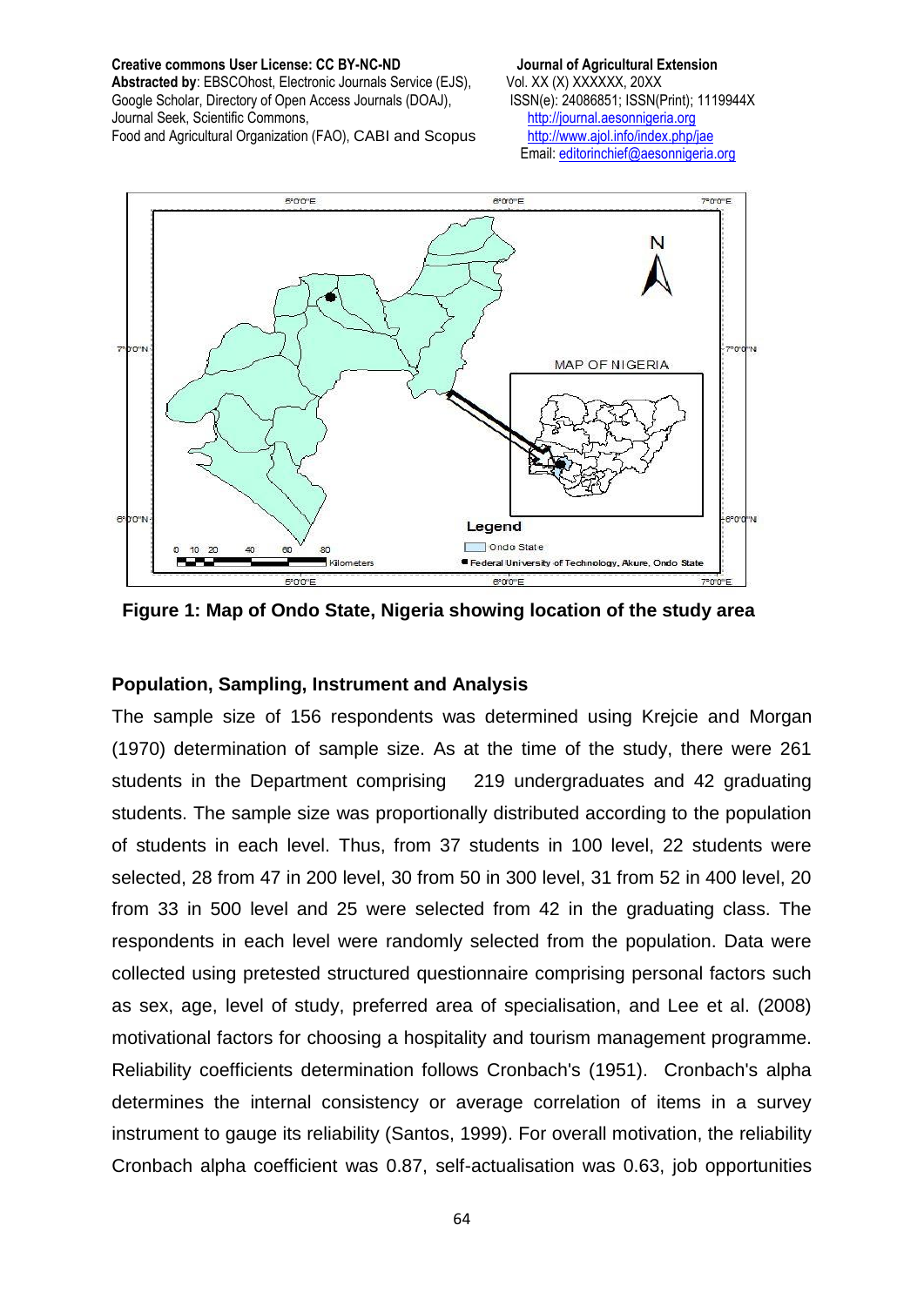Figure 1: Map of Ondo State, Nigeria showing location of the study area

## Population, Sampling, Instrument and Analysis

The sample size of 156 respondents was determined using Krejcie and Morgan (1970) determination of sample size. As at the time of the study, there were 261 students in the Department comprising 219 undergraduates and 42 graduating students. The sample size was proportionally distributed according to the population of students in each level. Thus, from 37 students in 100 level, 22 students were selected, 28 from 47 in 200 level, 30 from 50 in 300 level, 31 from 52 in 400 level, 20 from 33 in 500 level and 25 were selected from 42 in the graduating class. The respondents in each level were randomly selected from the population. Data were collected using pretested structured questionnaire comprising personal factors such as sex, age, level of study, preferred area of specialisation, and Lee et al. (2008) motivational factors for choosing a hospitality and tourism management programme. Reliability coefficients determination follows Cronbach's (1951). Cronbach's alpha determines the internal consistency or average correlation of items in a survey instrument to gauge its reliability (Santos, 1999). For overall motivation, the reliability Cronbach alpha coefficient was 0.87, self-actualisation was 0.63, job opportunities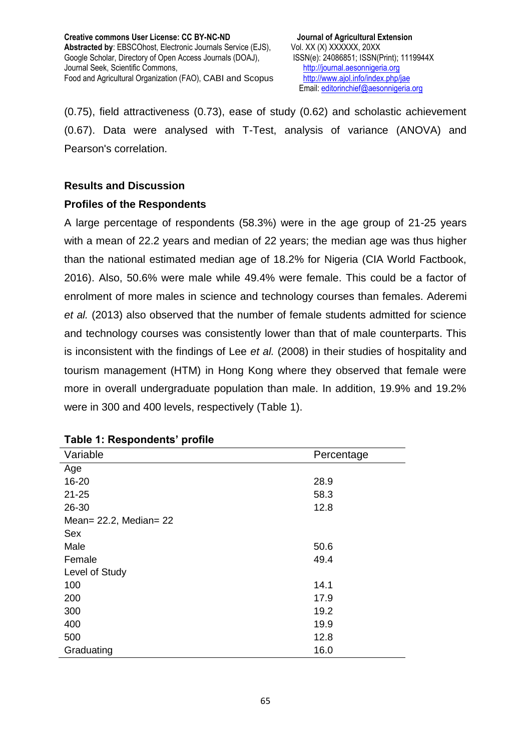(0.75), field attractiveness (0.73), ease of study (0.62) and scholastic achievement (0.67). Data were analysed with T-Test, analysis of variance (ANOVA) and Pearson's correlation.

## Results and Discussion

### Profiles of the Respondents

A large percentage of respondents (58.3%) were in the age group of 21-25 years with a mean of 22.2 years and median of 22 years; the median age was thus higher than the national estimated median age of 18.2% for Nigeria (CIA World Factbook, 2016). Also, 50.6% were male while 49.4% were female. This could be a factor of enrolment of more males in science and technology courses than females. Aderemi *et al.* (2013) also observed that the number of female students admitted for science and technology courses was consistently lower than that of male counterparts. This is inconsistent with the findings of Lee *et al.* (2008) in their studies of hospitality and tourism management (HTM) in Hong Kong where they observed that female were more in overall undergraduate population than male. In addition, 19.9% and 19.2% were in 300 and 400 levels, respectively (Table 1).

**Table 1: Respondents' profile**

| Variable | Percentage |
|---|---|
| Age | |
| 16-20 | 28.9 |
| 21-25 | 58.3 |
| 26-30 | 12.8 |
| Mean= 22.2, Median= 22 | |
| Sex | |
| Male | 50.6 |
| Female | 49.4 |
| Level of Study | |
| 100 | 14.1 |
| 200 | 17.9 |
| 300 | 19.2 |
| 400 | 19.9 |
| 500 | 12.8 |
| Graduating | 16.0 |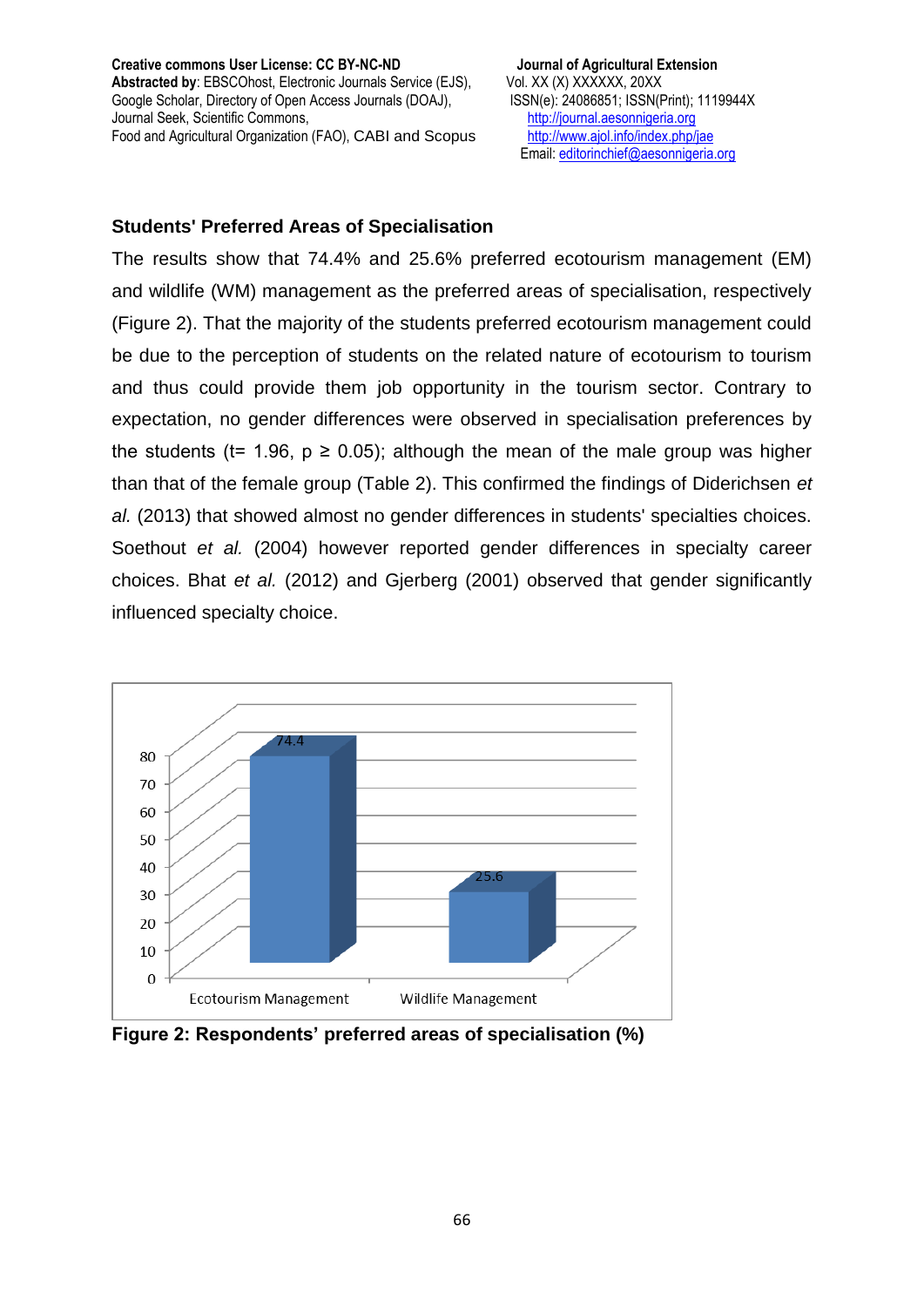### Students' Preferred Areas of Specialisation

The results show that 74.4% and 25.6% preferred ecotourism management (EM) and wildlife (WM) management as the preferred areas of specialisation, respectively (Figure 2). That the majority of the students preferred ecotourism management could be due to the perception of students on the related nature of ecotourism to tourism and thus could provide them job opportunity in the tourism sector. Contrary to expectation, no gender differences were observed in specialisation preferences by the students ($t = 1.96$, $p \geq 0.05$); although the mean of the male group was higher than that of the female group (Table 2). This confirmed the findings of Diderichsen *et al.* (2013) that showed almost no gender differences in students' specialties choices. Soethout *et al.* (2004) however reported gender differences in specialty career choices. Bhat *et al.* (2012) and Gjerberg (2001) observed that gender significantly influenced specialty choice.

| Area of specialisation | % |
|---|---|
| Ecotourism Management | 74.4 |
| Wildlife Management | 25.6 |

**Figure 2: Respondents' preferred areas of specialisation (%)**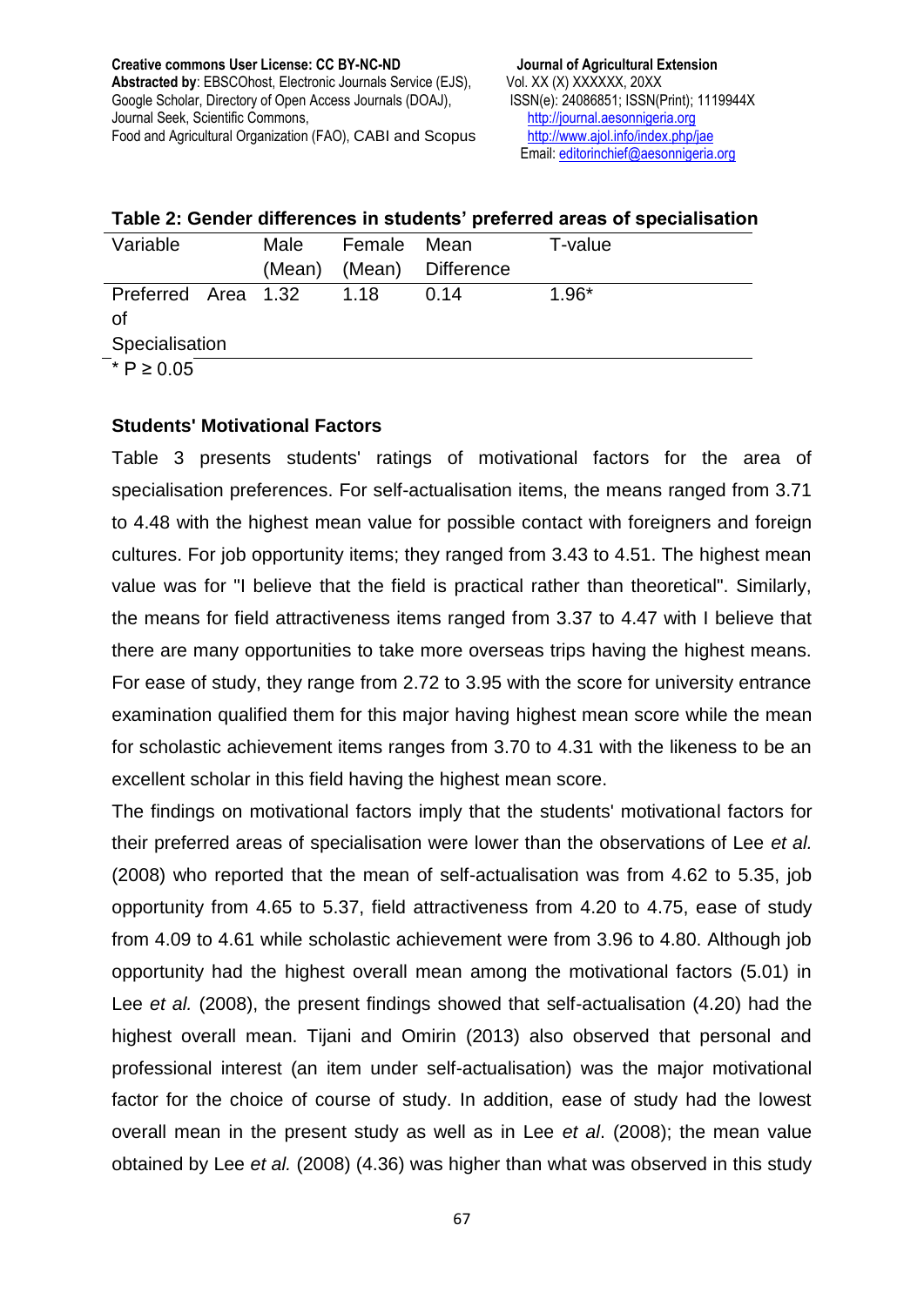**Table 2: Gender differences in students' preferred areas of specialisation**

| Variable | Male (Mean) | Female (Mean) | Mean Difference | T-value |
|---|---|---|---|---|
| Preferred Area of Specialisation | 1.32 | 1.18 | 0.14 | 1.96* |

* $P \geq 0.05$

**Students' Motivational Factors**

Table 3 presents students' ratings of motivational factors for the area of specialisation preferences. For self-actualisation items, the means ranged from 3.71 to 4.48 with the highest mean value for possible contact with foreigners and foreign cultures. For job opportunity items; they ranged from 3.43 to 4.51. The highest mean value was for "I believe that the field is practical rather than theoretical". Similarly, the means for field attractiveness items ranged from 3.37 to 4.47 with I believe that there are many opportunities to take more overseas trips having the highest means. For ease of study, they range from 2.72 to 3.95 with the score for university entrance examination qualified them for this major having highest mean score while the mean for scholastic achievement items ranges from 3.70 to 4.31 with the likeness to be an excellent scholar in this field having the highest mean score.

The findings on motivational factors imply that the students' motivational factors for their preferred areas of specialisation were lower than the observations of Lee *et al.* (2008) who reported that the mean of self-actualisation was from 4.62 to 5.35, job opportunity from 4.65 to 5.37, field attractiveness from 4.20 to 4.75, ease of study from 4.09 to 4.61 while scholastic achievement were from 3.96 to 4.80. Although job opportunity had the highest overall mean among the motivational factors (5.01) in Lee *et al.* (2008), the present findings showed that self-actualisation (4.20) had the highest overall mean. Tijani and Omirin (2013) also observed that personal and professional interest (an item under self-actualisation) was the major motivational factor for the choice of course of study. In addition, ease of study had the lowest overall mean in the present study as well as in Lee *et al*. (2008); the mean value obtained by Lee *et al.* (2008) (4.36) was higher than what was observed in this study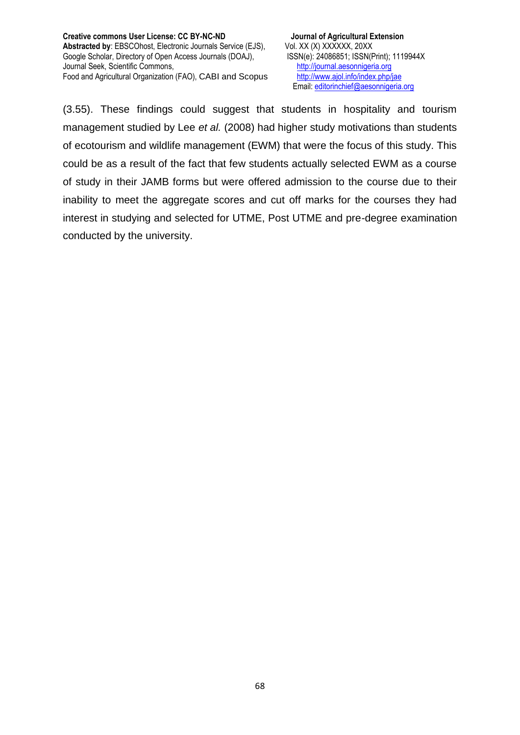(3.55). These findings could suggest that students in hospitality and tourism management studied by Lee *et al.* (2008) had higher study motivations than students of ecotourism and wildlife management (EWM) that were the focus of this study. This could be as a result of the fact that few students actually selected EWM as a course of study in their JAMB forms but were offered admission to the course due to their inability to meet the aggregate scores and cut off marks for the courses they had interest in studying and selected for UTME, Post UTME and pre-degree examination conducted by the university.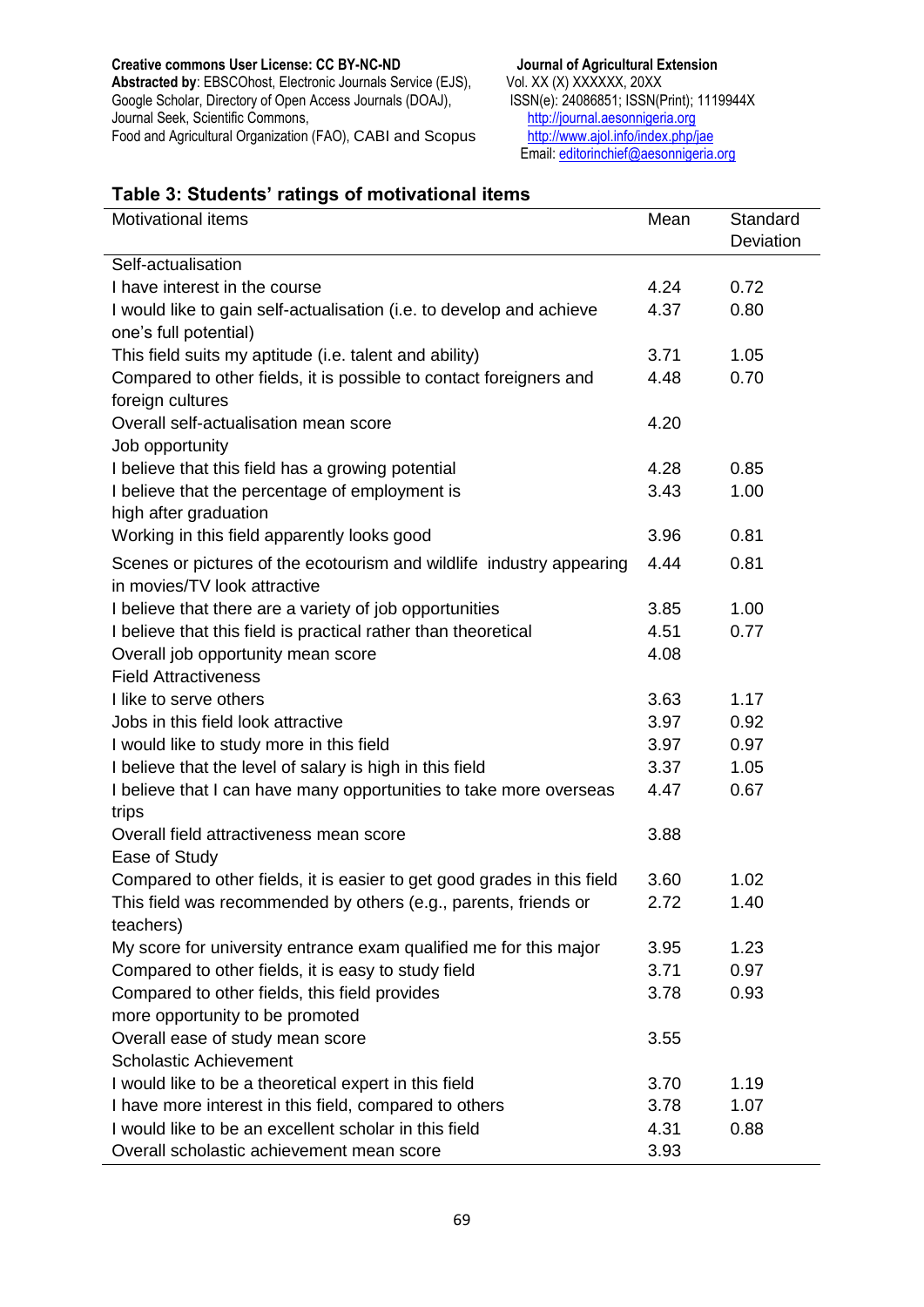### Table 3: Students' ratings of motivational items

| Motivational items | Mean | Standard Deviation |
|---|---|---|
| Self-actualisation | | |
| I have interest in the course | 4.24 | 0.72 |
| I would like to gain self-actualisation (i.e. to develop and achieve one's full potential) | 4.37 | 0.80 |
| This field suits my aptitude (i.e. talent and ability) | 3.71 | 1.05 |
| Compared to other fields, it is possible to contact foreigners and foreign cultures | 4.48 | 0.70 |
| Overall self-actualisation mean score | 4.20 | |
| Job opportunity | | |
| I believe that this field has a growing potential | 4.28 | 0.85 |
| I believe that the percentage of employment is high after graduation | 3.43 | 1.00 |
| Working in this field apparently looks good | 3.96 | 0.81 |
| Scenes or pictures of the ecotourism and wildlife industry appearing in movies/TV look attractive | 4.44 | 0.81 |
| I believe that there are a variety of job opportunities | 3.85 | 1.00 |
| I believe that this field is practical rather than theoretical | 4.51 | 0.77 |
| Overall job opportunity mean score | 4.08 | |
| Field Attractiveness | | |
| I like to serve others | 3.63 | 1.17 |
| Jobs in this field look attractive | 3.97 | 0.92 |
| I would like to study more in this field | 3.97 | 0.97 |
| I believe that the level of salary is high in this field | 3.37 | 1.05 |
| I believe that I can have many opportunities to take more overseas trips | 4.47 | 0.67 |
| Overall field attractiveness mean score | 3.88 | |
| Ease of Study | | |
| Compared to other fields, it is easier to get good grades in this field | 3.60 | 1.02 |
| This field was recommended by others (e.g., parents, friends or teachers) | 2.72 | 1.40 |
| My score for university entrance exam qualified me for this major | 3.95 | 1.23 |
| Compared to other fields, it is easy to study field | 3.71 | 0.97 |
| Compared to other fields, this field provides more opportunity to be promoted | 3.78 | 0.93 |
| Overall ease of study mean score | 3.55 | |
| Scholastic Achievement | | |
| I would like to be a theoretical expert in this field | 3.70 | 1.19 |
| I have more interest in this field, compared to others | 3.78 | 1.07 |
| I would like to be an excellent scholar in this field | 4.31 | 0.88 |
| Overall scholastic achievement mean score | 3.93 | |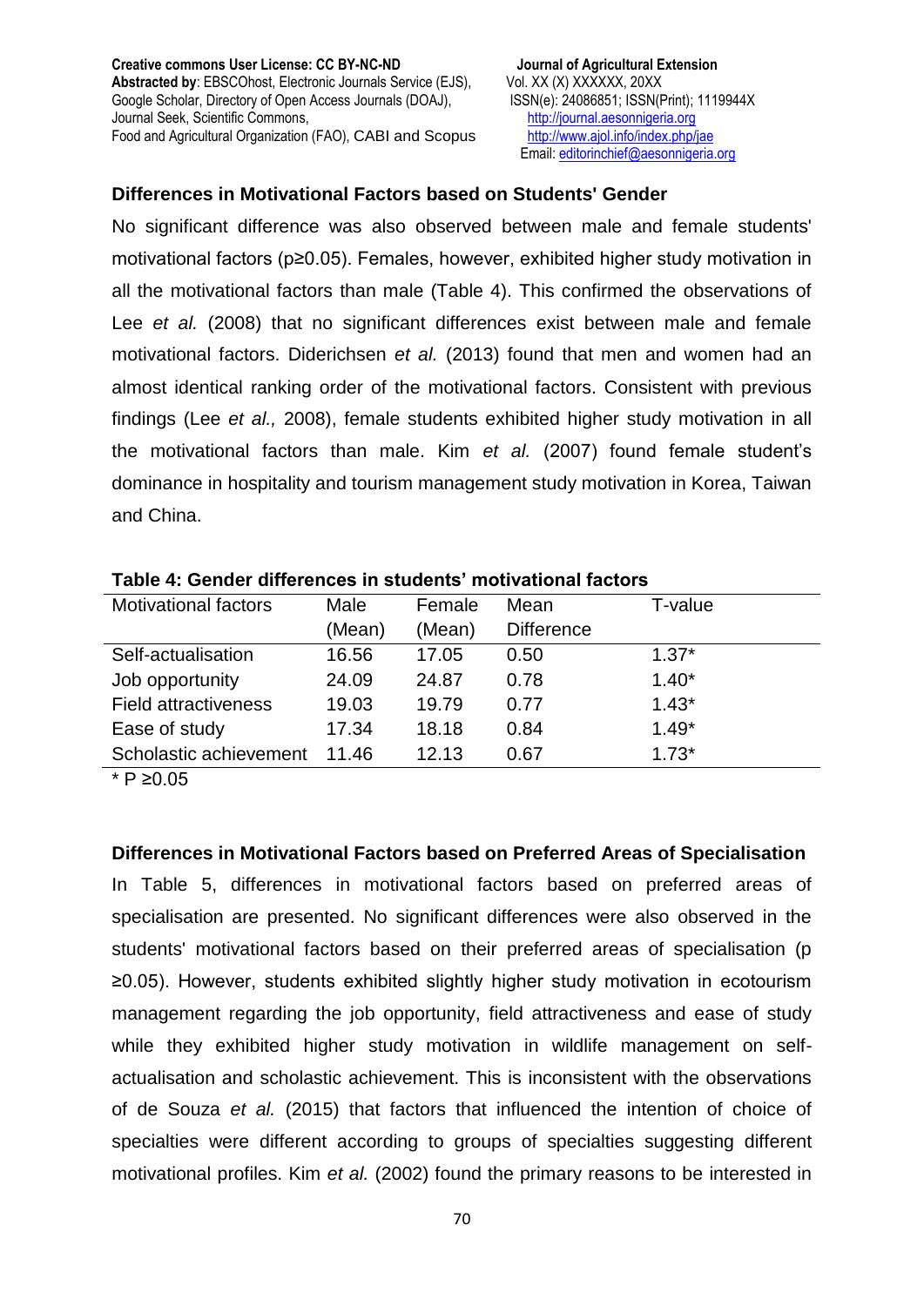### Differences in Motivational Factors based on Students' Gender

No significant difference was also observed between male and female students' motivational factors ($p \geq 0.05$). Females, however, exhibited higher study motivation in all the motivational factors than male (Table 4). This confirmed the observations of Lee *et al.* (2008) that no significant differences exist between male and female motivational factors. Diderichsen *et al.* (2013) found that men and women had an almost identical ranking order of the motivational factors. Consistent with previous findings (Lee *et al.,* 2008), female students exhibited higher study motivation in all the motivational factors than male. Kim *et al.* (2007) found female student's dominance in hospitality and tourism management study motivation in Korea, Taiwan and China.

**Table 4: Gender differences in students' motivational factors**

| Motivational factors | Male (Mean) | Female (Mean) | Mean Difference | T-value |
|---|---|---|---|---|
| Self-actualisation | 16.56 | 17.05 | 0.50 | 1.37* |
| Job opportunity | 24.09 | 24.87 | 0.78 | 1.40* |
| Field attractiveness | 19.03 | 19.79 | 0.77 | 1.43* |
| Ease of study | 17.34 | 18.18 | 0.84 | 1.49* |
| Scholastic achievement | 11.46 | 12.13 | 0.67 | 1.73* |

* $P \geq 0.05$

### Differences in Motivational Factors based on Preferred Areas of Specialisation

In Table 5, differences in motivational factors based on preferred areas of specialisation are presented. No significant differences were also observed in the students' motivational factors based on their preferred areas of specialisation ($p \geq 0.05$). However, students exhibited slightly higher study motivation in ecotourism management regarding the job opportunity, field attractiveness and ease of study while they exhibited higher study motivation in wildlife management on self-actualisation and scholastic achievement. This is inconsistent with the observations of de Souza *et al.* (2015) that factors that influenced the intention of choice of specialties were different according to groups of specialties suggesting different motivational profiles. Kim *et al.* (2002) found the primary reasons to be interested in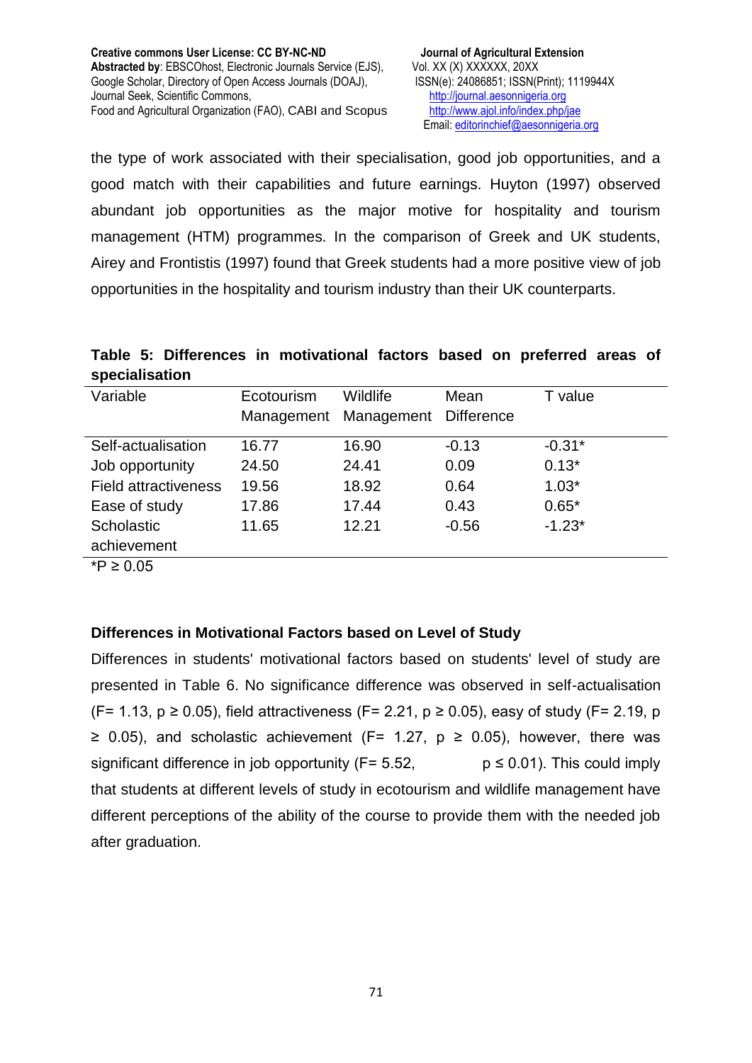the type of work associated with their specialisation, good job opportunities, and a good match with their capabilities and future earnings. Huyton (1997) observed abundant job opportunities as the major motive for hospitality and tourism management (HTM) programmes. In the comparison of Greek and UK students, Airey and Frontistis (1997) found that Greek students had a more positive view of job opportunities in the hospitality and tourism industry than their UK counterparts.

**Table 5: Differences in motivational factors based on preferred areas of specialisation**

| Variable | Ecotourism Management | Wildlife Management | Mean Difference | T value |
|---|---|---|---|---|
| Self-actualisation | 16.77 | 16.90 | -0.13 | -0.31* |
| Job opportunity | 24.50 | 24.41 | 0.09 | 0.13* |
| Field attractiveness | 19.56 | 18.92 | 0.64 | 1.03* |
| Ease of study | 17.86 | 17.44 | 0.43 | 0.65* |
| Scholastic achievement | 11.65 | 12.21 | -0.56 | -1.23* |

*$P \geq 0.05$

### Differences in Motivational Factors based on Level of Study

Differences in students' motivational factors based on students' level of study are presented in Table 6. No significance difference was observed in self-actualisation ($F= 1.13$, $p \geq 0.05$), field attractiveness ($F= 2.21$, $p \geq 0.05$), easy of study ($F= 2.19$, $p \geq 0.05$), and scholastic achievement ($F= 1.27$, $p \geq 0.05$), however, there was significant difference in job opportunity ($F= 5.52$, $p \leq 0.01$). This could imply that students at different levels of study in ecotourism and wildlife management have different perceptions of the ability of the course to provide them with the needed job after graduation.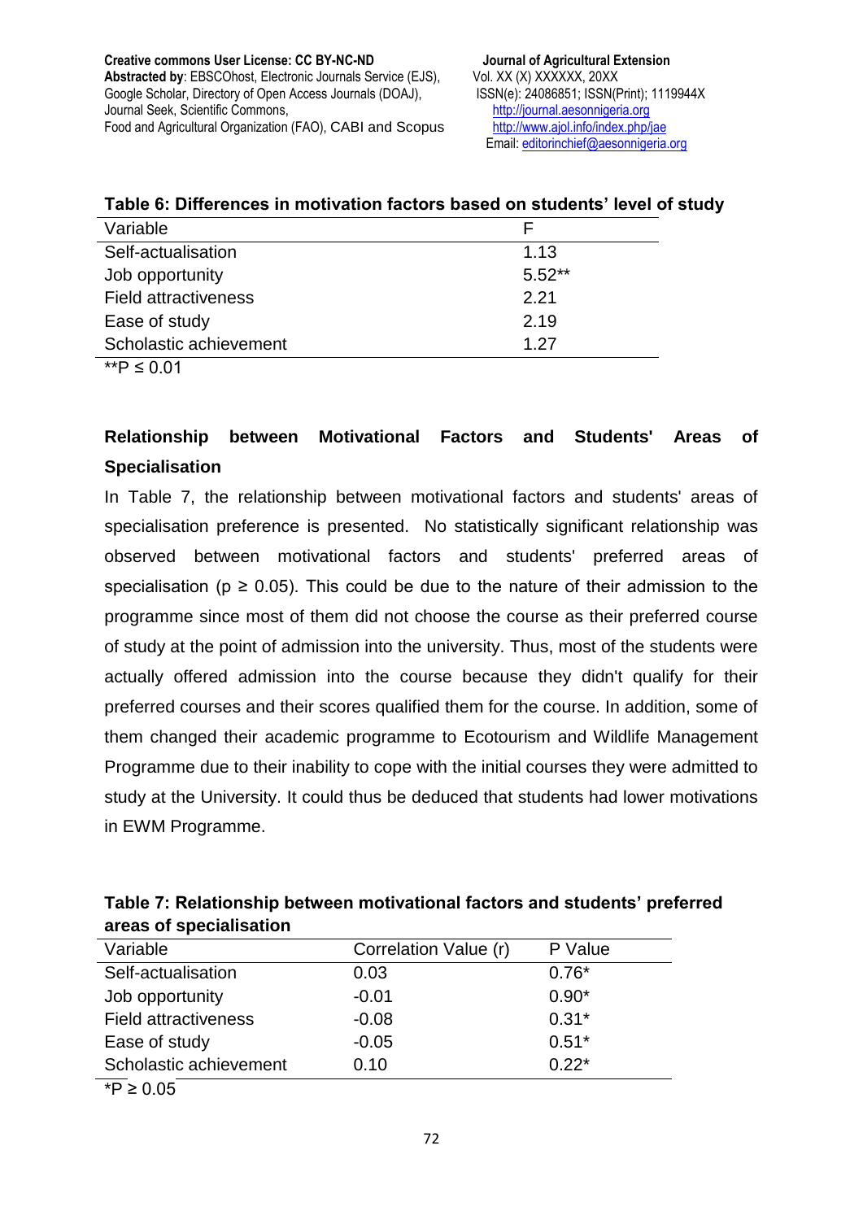**Table 6: Differences in motivation factors based on students' level of study**

| Variable | F |
|---|---|
| Self-actualisation | 1.13 |
| Job opportunity | 5.52** |
| Field attractiveness | 2.21 |
| Ease of study | 2.19 |
| Scholastic achievement | 1.27 |

**P ≤ 0.01

## Relationship between Motivational Factors and Students' Areas of Specialisation

In Table 7, the relationship between motivational factors and students' areas of specialisation preference is presented. No statistically significant relationship was observed between motivational factors and students' preferred areas of specialisation ($p \geq 0.05$). This could be due to the nature of their admission to the programme since most of them did not choose the course as their preferred course of study at the point of admission into the university. Thus, most of the students were actually offered admission into the course because they didn't qualify for their preferred courses and their scores qualified them for the course. In addition, some of them changed their academic programme to Ecotourism and Wildlife Management Programme due to their inability to cope with the initial courses they were admitted to study at the University. It could thus be deduced that students had lower motivations in EWM Programme.

**Table 7: Relationship between motivational factors and students' preferred areas of specialisation**

| Variable | Correlation Value (r) | P Value |
|---|---|---|
| Self-actualisation | 0.03 | 0.76* |
| Job opportunity | -0.01 | 0.90* |
| Field attractiveness | -0.08 | 0.31* |
| Ease of study | -0.05 | 0.51* |
| Scholastic achievement | 0.10 | 0.22* |

*P ≥ 0.05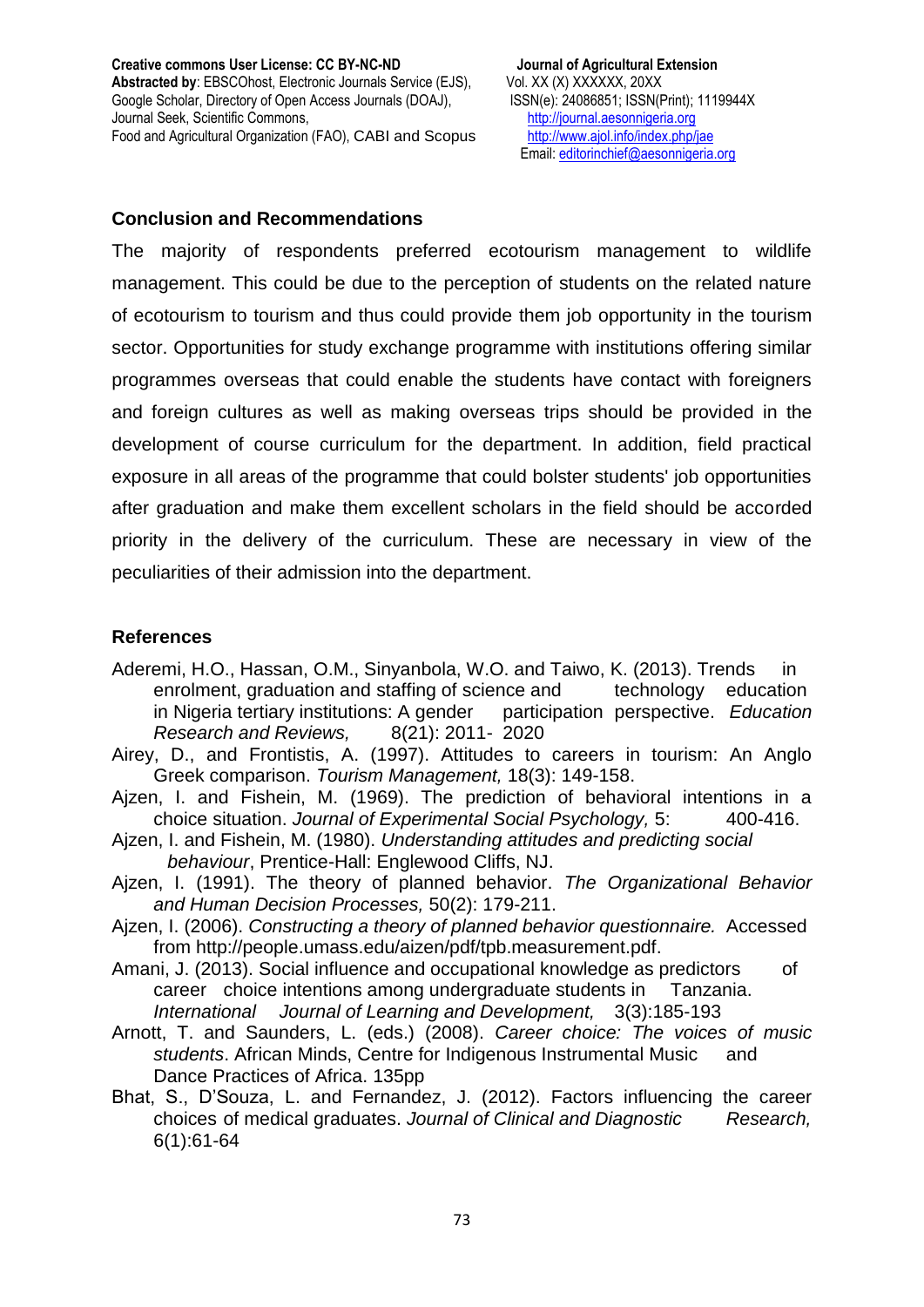## Conclusion and Recommendations

The majority of respondents preferred ecotourism management to wildlife management. This could be due to the perception of students on the related nature of ecotourism to tourism and thus could provide them job opportunity in the tourism sector. Opportunities for study exchange programme with institutions offering similar programmes overseas that could enable the students have contact with foreigners and foreign cultures as well as making overseas trips should be provided in the development of course curriculum for the department. In addition, field practical exposure in all areas of the programme that could bolster students' job opportunities after graduation and make them excellent scholars in the field should be accorded priority in the delivery of the curriculum. These are necessary in view of the peculiarities of their admission into the department.

## References

Aderemi, H.O., Hassan, O.M., Sinyanbola, W.O. and Taiwo, K. (2013). Trends in enrolment, graduation and staffing of science and technology education in Nigeria tertiary institutions: A gender participation perspective. *Education Research and Reviews,* 8(21): 2011- 2020

Airey, D., and Frontistis, A. (1997). Attitudes to careers in tourism: An Anglo Greek comparison. *Tourism Management,* 18(3): 149-158.

Ajzen, I. and Fishein, M. (1969). The prediction of behavioral intentions in a choice situation. *Journal of Experimental Social Psychology,* 5: 400-416.

Ajzen, I. and Fishein, M. (1980). *Understanding attitudes and predicting social behaviour*, Prentice-Hall: Englewood Cliffs, NJ.

Ajzen, I. (1991). The theory of planned behavior. *The Organizational Behavior and Human Decision Processes,* 50(2): 179-211.

Ajzen, I. (2006). *Constructing a theory of planned behavior questionnaire.* Accessed from http://people.umass.edu/aizen/pdf/tpb.measurement.pdf.

Amani, J. (2013). Social influence and occupational knowledge as predictors of career choice intentions among undergraduate students in Tanzania. *International Journal of Learning and Development,* 3(3):185-193

Arnott, T. and Saunders, L. (eds.) (2008). *Career choice: The voices of music students*. African Minds, Centre for Indigenous Instrumental Music and Dance Practices of Africa. 135pp

Bhat, S., D'Souza, L. and Fernandez, J. (2012). Factors influencing the career choices of medical graduates. *Journal of Clinical and Diagnostic Research,* 6(1):61-64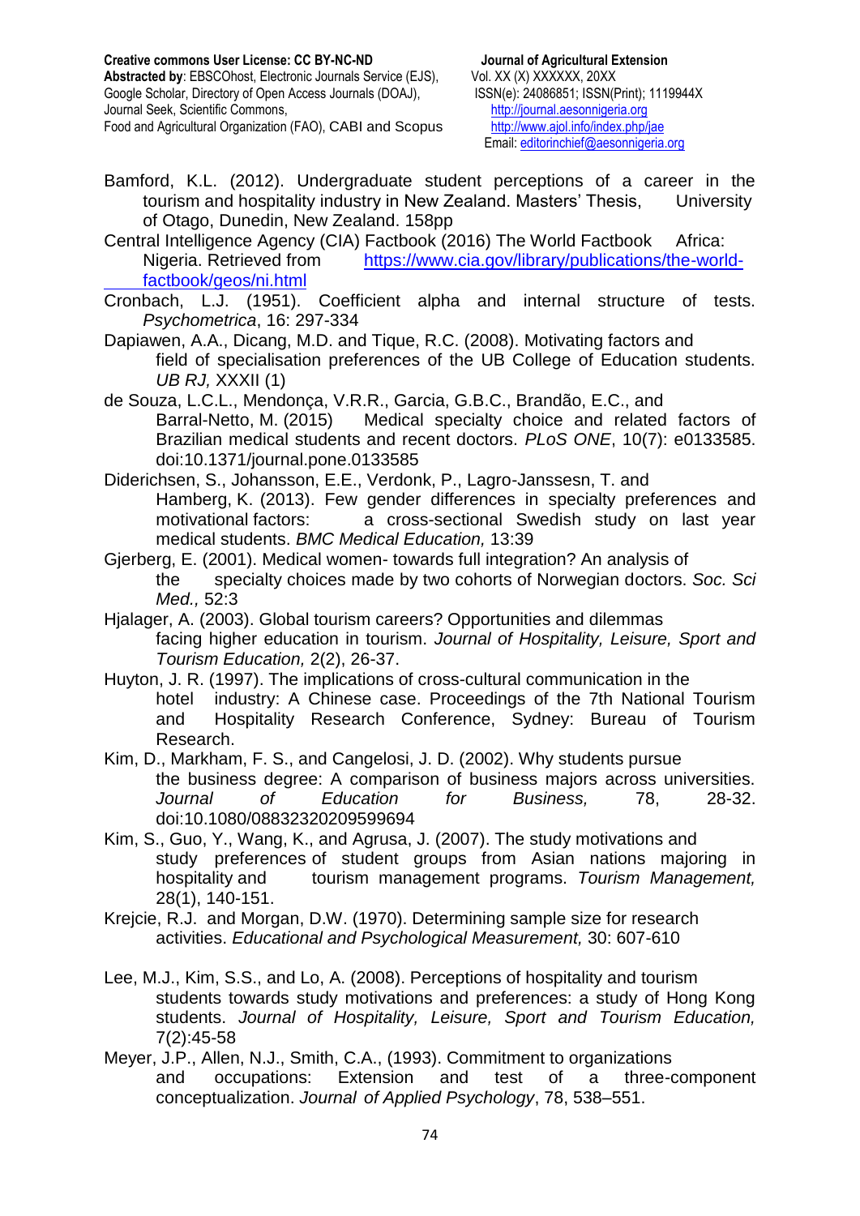Bamford, K.L. (2012). Undergraduate student perceptions of a career in the tourism and hospitality industry in New Zealand. Masters' Thesis, University of Otago, Dunedin, New Zealand. 158pp

Central Intelligence Agency (CIA) Factbook (2016) The World Factbook Africa: Nigeria. Retrieved from https://www.cia.gov/library/publications/the-world-factbook/geos/ni.html

Cronbach, L.J. (1951). Coefficient alpha and internal structure of tests. *Psychometrica*, 16: 297-334

Dapiawen, A.A., Dicang, M.D. and Tique, R.C. (2008). Motivating factors and field of specialisation preferences of the UB College of Education students. *UB RJ,* XXXII (1)

de Souza, L.C.L., Mendonça, V.R.R., Garcia, G.B.C., Brandão, E.C., and Barral-Netto, M. (2015) Medical specialty choice and related factors of Brazilian medical students and recent doctors. *PLoS ONE*, 10(7): e0133585. doi:10.1371/journal.pone.0133585

Diderichsen, S., Johansson, E.E., Verdonk, P., Lagro-Janssesn, T. and Hamberg, K. (2013). Few gender differences in specialty preferences and motivational factors: a cross-sectional Swedish study on last year medical students. *BMC Medical Education,* 13:39

Gjerberg, E. (2001). Medical women- towards full integration? An analysis of the specialty choices made by two cohorts of Norwegian doctors. *Soc. Sci Med.,* 52:3

Hjalager, A. (2003). Global tourism careers? Opportunities and dilemmas facing higher education in tourism. *Journal of Hospitality, Leisure, Sport and Tourism Education,* 2(2), 26-37.

Huyton, J. R. (1997). The implications of cross-cultural communication in the hotel industry: A Chinese case. Proceedings of the 7th National Tourism and Hospitality Research Conference, Sydney: Bureau of Tourism Research.

Kim, D., Markham, F. S., and Cangelosi, J. D. (2002). Why students pursue the business degree: A comparison of business majors across universities. *Journal of Education for Business,* 78, 28-32. doi:10.1080/08832320209599694

Kim, S., Guo, Y., Wang, K., and Agrusa, J. (2007). The study motivations and study preferences of student groups from Asian nations majoring in hospitality and tourism management programs. *Tourism Management,* 28(1), 140-151.

Krejcie, R.J. and Morgan, D.W. (1970). Determining sample size for research activities. *Educational and Psychological Measurement,* 30: 607-610

Lee, M.J., Kim, S.S., and Lo, A. (2008). Perceptions of hospitality and tourism students towards study motivations and preferences: a study of Hong Kong students. *Journal of Hospitality, Leisure, Sport and Tourism Education,* 7(2):45-58

Meyer, J.P., Allen, N.J., Smith, C.A., (1993). Commitment to organizations and occupations: Extension and test of a three-component conceptualization. *Journal of Applied Psychology*, 78, 538–551.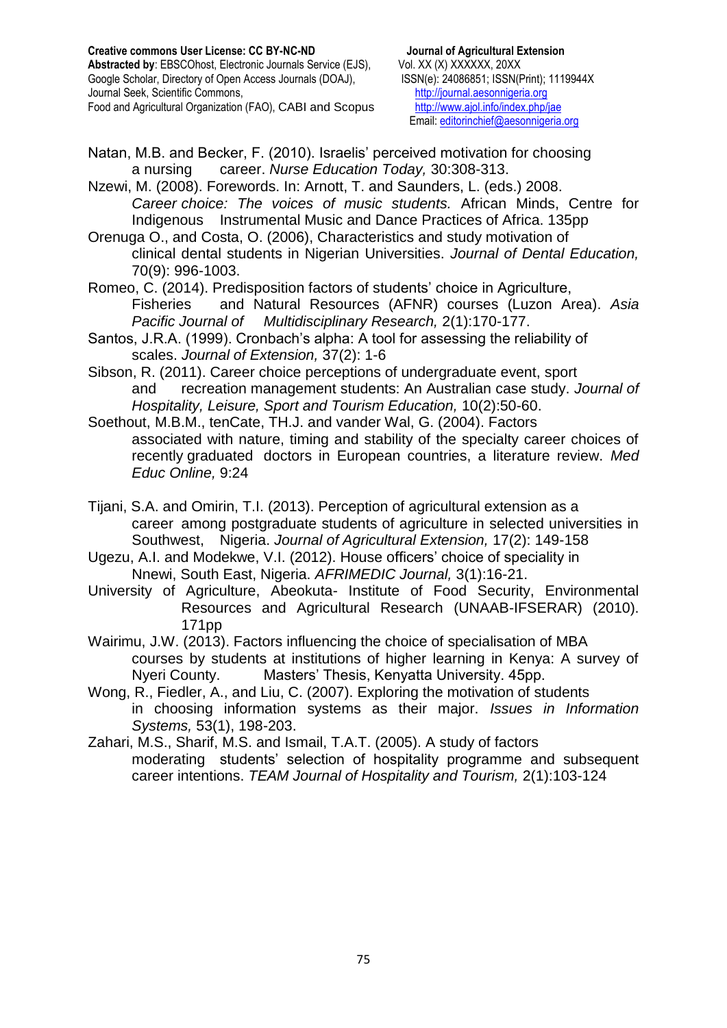Natan, M.B. and Becker, F. (2010). Israelis' perceived motivation for choosing a nursing career. *Nurse Education Today,* 30:308-313.

Nzewi, M. (2008). Forewords. In: Arnott, T. and Saunders, L. (eds.) 2008. *Career choice: The voices of music students.* African Minds, Centre for Indigenous Instrumental Music and Dance Practices of Africa. 135pp

Orenuga O., and Costa, O. (2006), Characteristics and study motivation of clinical dental students in Nigerian Universities. *Journal of Dental Education,* 70(9): 996-1003.

Romeo, C. (2014). Predisposition factors of students' choice in Agriculture, Fisheries and Natural Resources (AFNR) courses (Luzon Area). *Asia Pacific Journal of Multidisciplinary Research,* 2(1):170-177.

Santos, J.R.A. (1999). Cronbach's alpha: A tool for assessing the reliability of scales. *Journal of Extension,* 37(2): 1-6

Sibson, R. (2011). Career choice perceptions of undergraduate event, sport and recreation management students: An Australian case study. *Journal of Hospitality, Leisure, Sport and Tourism Education,* 10(2):50-60.

Soethout, M.B.M., tenCate, TH.J. and vander Wal, G. (2004). Factors associated with nature, timing and stability of the specialty career choices of recently graduated doctors in European countries, a literature review. *Med Educ Online,* 9:24

Tijani, S.A. and Omirin, T.I. (2013). Perception of agricultural extension as a career among postgraduate students of agriculture in selected universities in Southwest, Nigeria. *Journal of Agricultural Extension,* 17(2): 149-158

Ugezu, A.I. and Modekwe, V.I. (2012). House officers' choice of speciality in Nnewi, South East, Nigeria. *AFRIMEDIC Journal,* 3(1):16-21.

University of Agriculture, Abeokuta- Institute of Food Security, Environmental Resources and Agricultural Research (UNAAB-IFSERAR) (2010). 171pp

Wairimu, J.W. (2013). Factors influencing the choice of specialisation of MBA courses by students at institutions of higher learning in Kenya: A survey of Nyeri County. Masters' Thesis, Kenyatta University. 45pp.

Wong, R., Fiedler, A., and Liu, C. (2007). Exploring the motivation of students in choosing information systems as their major. *Issues in Information Systems,* 53(1), 198-203.

Zahari, M.S., Sharif, M.S. and Ismail, T.A.T. (2005). A study of factors moderating students' selection of hospitality programme and subsequent career intentions. *TEAM Journal of Hospitality and Tourism,* 2(1):103-124